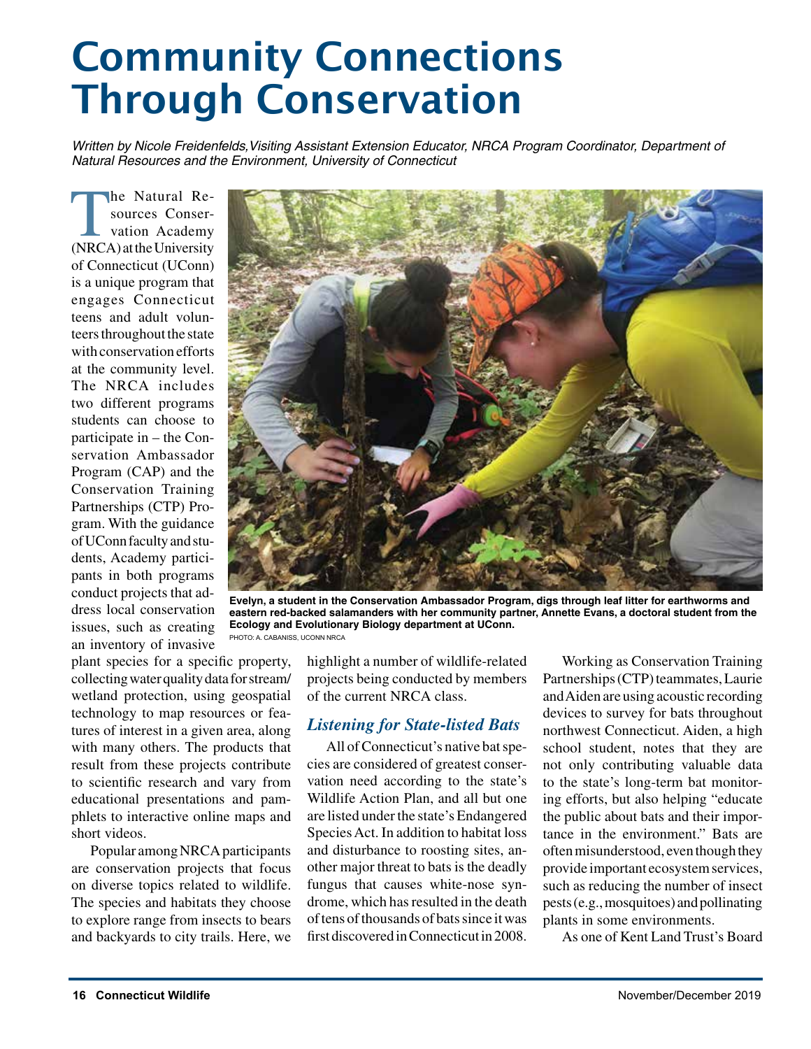# Community Connections Through Conservation

*Written by Nicole Freidenfelds, Visiting Assistant Extension Educator, NRCA Program Coordinator, Department of Natural Resources and the Environment, University of Connecticut*

The Natural Resources Conservation Academy (NRCA) at the University of Connecticut (UConn) is a unique program that engages Connecticut teens and adult volunteers throughout the state with conservation efforts at the community level. The NRCA includes two different programs students can choose to participate in – the Conservation Ambassador Program (CAP) and the Conservation Training Partnerships (CTP) Program. With the guidance of UConn faculty and students, Academy participants in both programs conduct projects that address local conservation issues, such as creating an inventory of invasive plant species for a specific property, collecting water quality data for stream/wetland protection, using geospatial technology to map resources or features of interest in a given area, along with many others. The products that result from these projects contribute to scientific research and vary from educational presentations and pamphlets to interactive online maps and short videos.

**Evelyn, a student in the Conservation Ambassador Program, digs through leaf litter for earthworms and eastern red-backed salamanders with her community partner, Annette Evans, a doctoral student from the Ecology and Evolutionary Biology department at UConn.**
PHOTO: A. CABANISS, UCONN NRCA

Popular among NRCA participants are conservation projects that focus on diverse topics related to wildlife. The species and habitats they choose to explore range from insects to bears and backyards to city trails. Here, we highlight a number of wildlife-related projects being conducted by members of the current NRCA class.

## *Listening for State-listed Bats*

All of Connecticut's native bat species are considered of greatest conservation need according to the state's Wildlife Action Plan, and all but one are listed under the state's Endangered Species Act. In addition to habitat loss and disturbance to roosting sites, another major threat to bats is the deadly fungus that causes white-nose syndrome, which has resulted in the death of tens of thousands of bats since it was first discovered in Connecticut in 2008.

Working as Conservation Training Partnerships (CTP) teammates, Laurie and Aiden are using acoustic recording devices to survey for bats throughout northwest Connecticut. Aiden, a high school student, notes that they are not only contributing valuable data to the state's long-term bat monitoring efforts, but also helping "educate the public about bats and their importance in the environment." Bats are often misunderstood, even though they provide important ecosystem services, such as reducing the number of insect pests (e.g., mosquitoes) and pollinating plants in some environments.

As one of Kent Land Trust's Board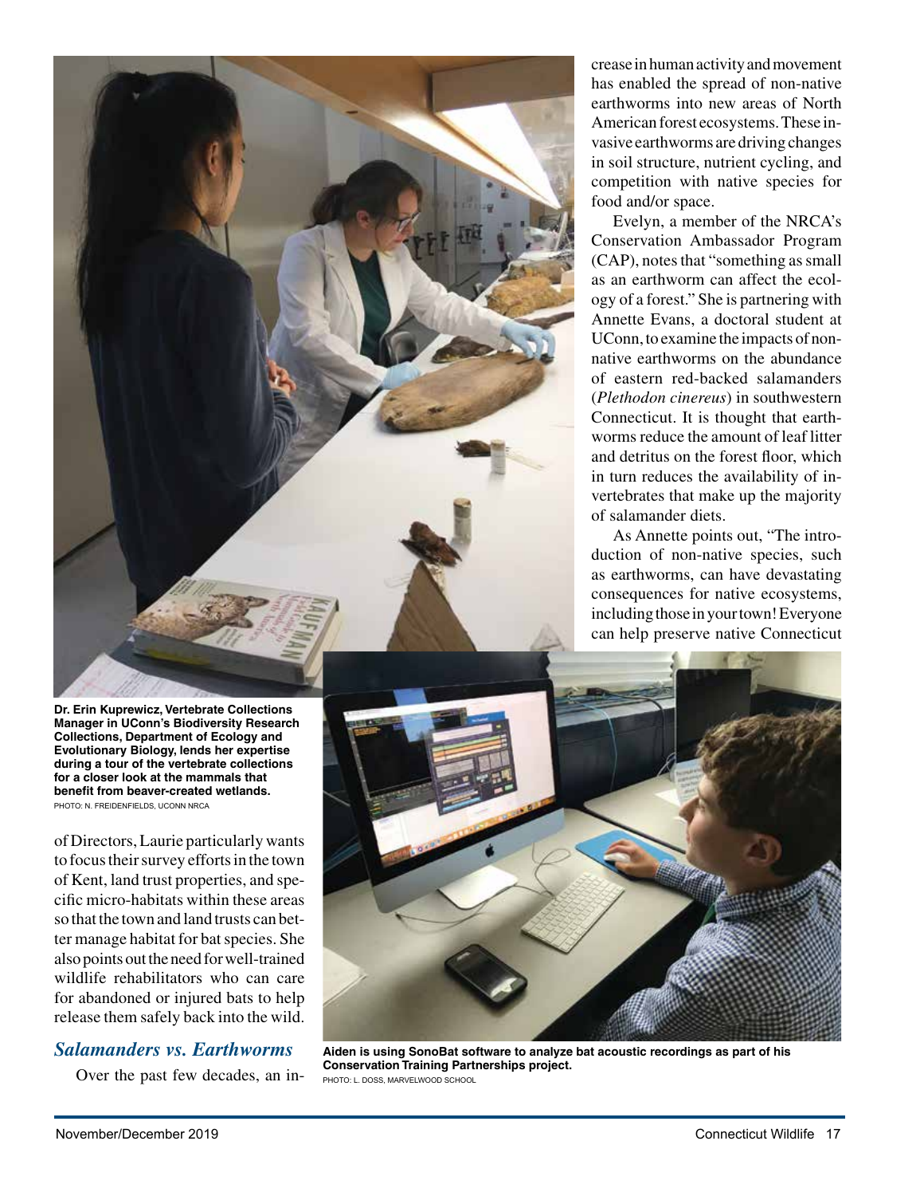of Directors, Laurie particularly wants to focus their survey efforts in the town of Kent, land trust properties, and specific micro-habitats within these areas so that the town and land trusts can better manage habitat for bat species. She also points out the need for well-trained wildlife rehabilitators who can care for abandoned or injured bats to help release them safely back into the wild.

### *Salamanders vs. Earthworms*

Over the past few decades, an increase in human activity and movement has enabled the spread of non-native earthworms into new areas of North American forest ecosystems. These invasive earthworms are driving changes in soil structure, nutrient cycling, and competition with native species for food and/or space.

Evelyn, a member of the NRCA's Conservation Ambassador Program (CAP), notes that "something as small as an earthworm can affect the ecology of a forest." She is partnering with Annette Evans, a doctoral student at UConn, to examine the impacts of non-native earthworms on the abundance of eastern red-backed salamanders (*Plethodon cinereus*) in southwestern Connecticut. It is thought that earthworms reduce the amount of leaf litter and detritus on the forest floor, which in turn reduces the availability of invertebrates that make up the majority of salamander diets.

As Annette points out, "The introduction of non-native species, such as earthworms, can have devastating consequences for native ecosystems, including those in your town! Everyone can help preserve native Connecticut

**Dr. Erin Kuprewicz, Vertebrate Collections Manager in UConn's Biodiversity Research Collections, Department of Ecology and Evolutionary Biology, lends her expertise during a tour of the vertebrate collections for a closer look at the mammals that benefit from beaver-created wetlands.**
PHOTO: N. FREIDENFIELDS, UCONN NRCA

**Aiden is using SonoBat software to analyze bat acoustic recordings as part of his Conservation Training Partnerships project.**
PHOTO: L. DOSS, MARVELWOOD SCHOOL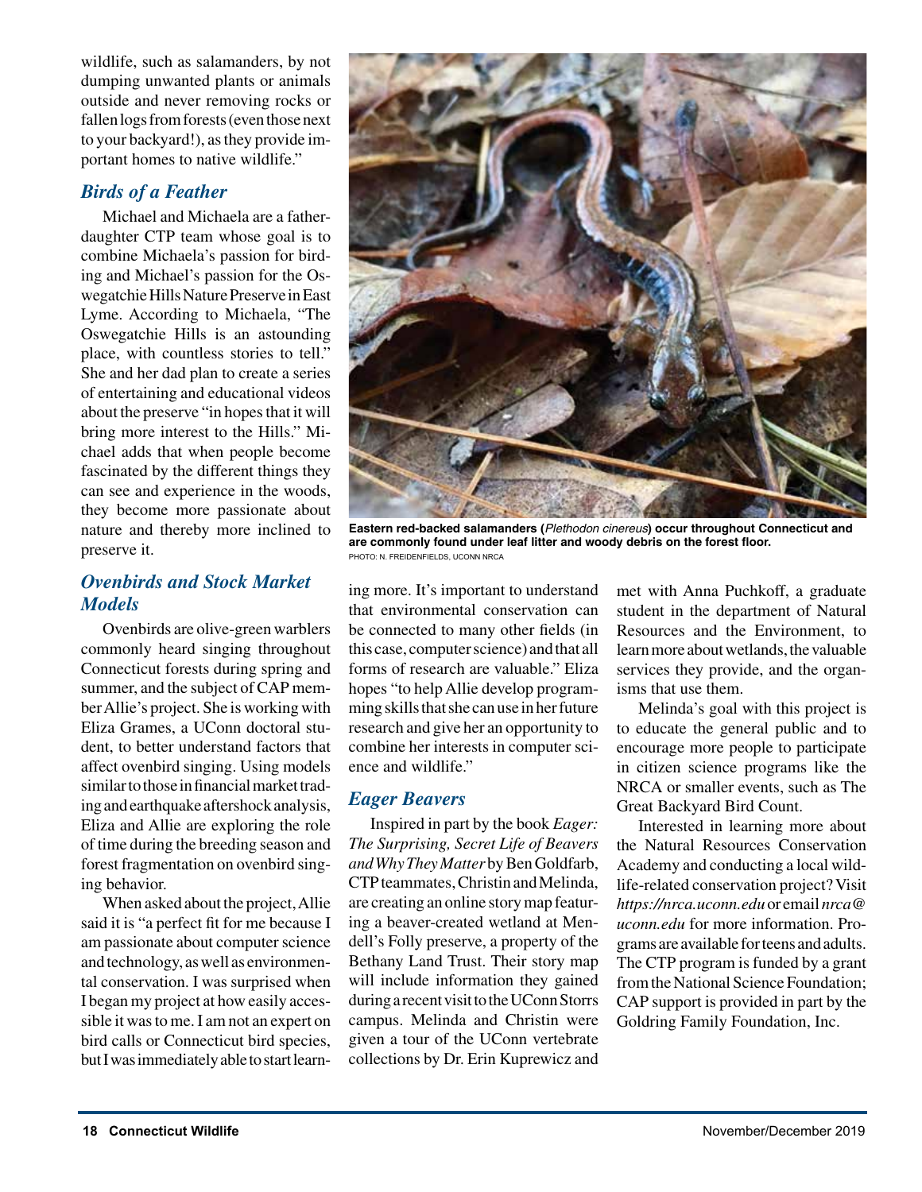wildlife, such as salamanders, by not dumping unwanted plants or animals outside and never removing rocks or fallen logs from forests (even those next to your backyard!), as they provide important homes to native wildlife."

### *Birds of a Feather*

Michael and Michaela are a father-daughter CTP team whose goal is to combine Michaela's passion for birding and Michael's passion for the Oswegatchie Hills Nature Preserve in East Lyme. According to Michaela, "The Oswegatchie Hills is an astounding place, with countless stories to tell." She and her dad plan to create a series of entertaining and educational videos about the preserve "in hopes that it will bring more interest to the Hills." Michael adds that when people become fascinated by the different things they can see and experience in the woods, they become more passionate about nature and thereby more inclined to preserve it.

### *Ovenbirds and Stock Market Models*

Ovenbirds are olive-green warblers commonly heard singing throughout Connecticut forests during spring and summer, and the subject of CAP member Allie's project. She is working with Eliza Grames, a UConn doctoral student, to better understand factors that affect ovenbird singing. Using models similar to those in financial market trading and earthquake aftershock analysis, Eliza and Allie are exploring the role of time during the breeding season and forest fragmentation on ovenbird singing behavior.

When asked about the project, Allie said it is "a perfect fit for me because I am passionate about computer science and technology, as well as environmental conservation. I was surprised when I began my project at how easily accessible it was to me. I am not an expert on bird calls or Connecticut bird species, but I was immediately able to start learning more. It's important to understand that environmental conservation can be connected to many other fields (in this case, computer science) and that all forms of research are valuable." Eliza hopes "to help Allie develop programming skills that she can use in her future research and give her an opportunity to combine her interests in computer science and wildlife."

**Eastern red-backed salamanders (*Plethodon cinereus*) occur throughout Connecticut and are commonly found under leaf litter and woody debris on the forest floor.**
PHOTO: N. FREIDENFIELDS, UCONN NRCA

### *Eager Beavers*

Inspired in part by the book *Eager: The Surprising, Secret Life of Beavers and Why They Matter* by Ben Goldfarb, CTP teammates, Christin and Melinda, are creating an online story map featuring a beaver-created wetland at Mendell's Folly preserve, a property of the Bethany Land Trust. Their story map will include information they gained during a recent visit to the UConn Storrs campus. Melinda and Christin were given a tour of the UConn vertebrate collections by Dr. Erin Kuprewicz and met with Anna Puchkoff, a graduate student in the department of Natural Resources and the Environment, to learn more about wetlands, the valuable services they provide, and the organisms that use them.

Melinda's goal with this project is to educate the general public and to encourage more people to participate in citizen science programs like the NRCA or smaller events, such as The Great Backyard Bird Count.

Interested in learning more about the Natural Resources Conservation Academy and conducting a local wildlife-related conservation project? Visit *https://nrca.uconn.edu* or email *nrca@uconn.edu* for more information. Programs are available for teens and adults. The CTP program is funded by a grant from the National Science Foundation; CAP support is provided in part by the Goldring Family Foundation, Inc.